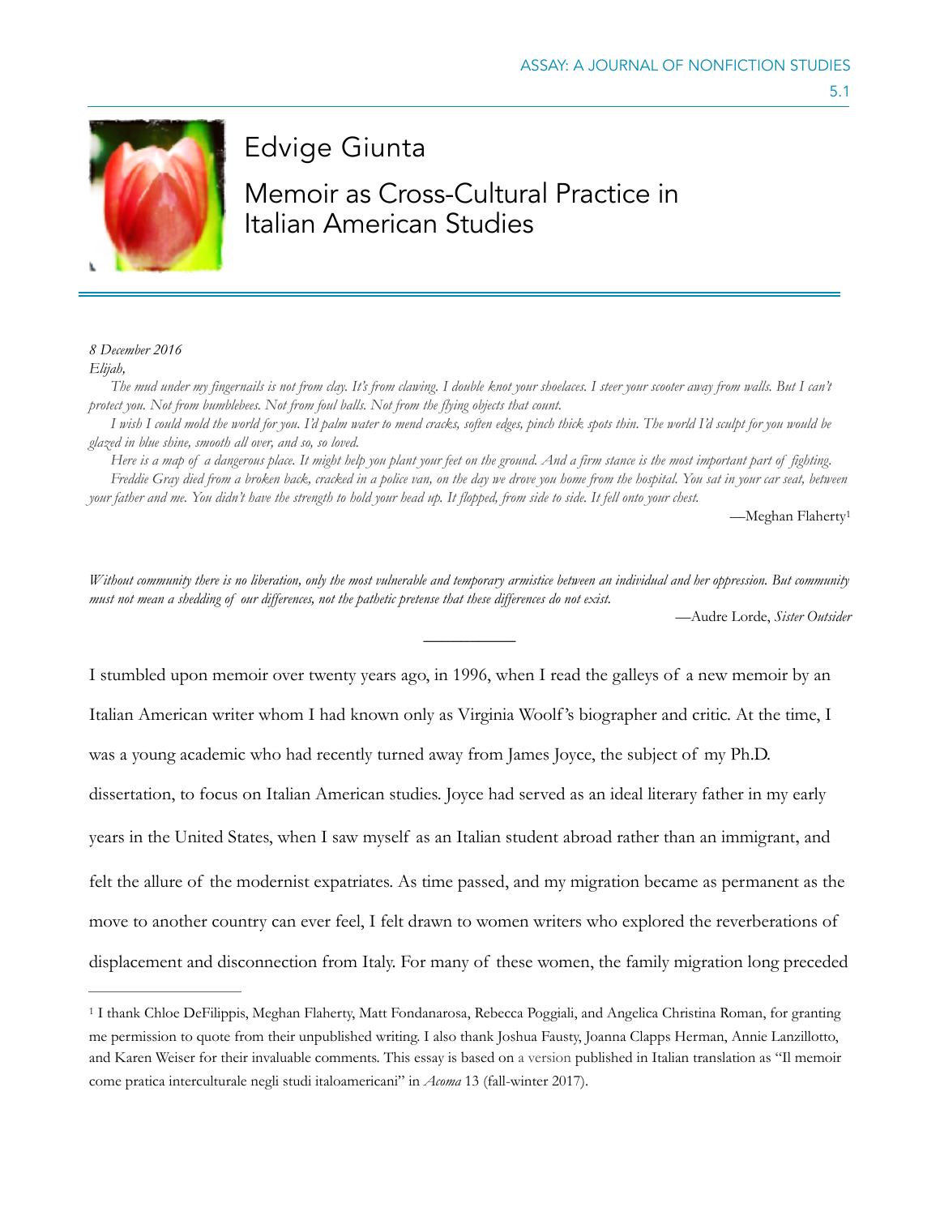# Edvige Giunta

## Memoir as Cross-Cultural Practice in Italian American Studies

*8 December 2016*

*Elijah,*

*The mud under my fingernails is not from clay. It's from clawing. I double knot your shoelaces. I steer your scooter away from walls. But I can't protect you. Not from bumblebees. Not from foul balls. Not from the flying objects that count.*

*I wish I could mold the world for you. I'd palm water to mend cracks, soften edges, pinch thick spots thin. The world I'd sculpt for you would be glazed in blue shine, smooth all over, and so, so loved.*

*Here is a map of a dangerous place. It might help you plant your feet on the ground. And a firm stance is the most important part of fighting.*

*Freddie Gray died from a broken back, cracked in a police van, on the day we drove you home from the hospital. You sat in your car seat, between your father and me. You didn't have the strength to hold your head up. It flopped, from side to side. It fell onto your chest.*

—Meghan Flaherty[1]

*Without community there is no liberation, only the most vulnerable and temporary armistice between an individual and her oppression. But community must not mean a shedding of our differences, not the pathetic pretense that these differences do not exist.*

—Audre Lorde, *Sister Outsider*

---

I stumbled upon memoir over twenty years ago, in 1996, when I read the galleys of a new memoir by an Italian American writer whom I had known only as Virginia Woolf's biographer and critic. At the time, I was a young academic who had recently turned away from James Joyce, the subject of my Ph.D. dissertation, to focus on Italian American studies. Joyce had served as an ideal literary father in my early years in the United States, when I saw myself as an Italian student abroad rather than an immigrant, and felt the allure of the modernist expatriates. As time passed, and my migration became as permanent as the move to another country can ever feel, I felt drawn to women writers who explored the reverberations of displacement and disconnection from Italy. For many of these women, the family migration long preceded

---

[1] I thank Chloe DeFilippis, Meghan Flaherty, Matt Fondanarosa, Rebecca Poggiali, and Angelica Christina Roman, for granting me permission to quote from their unpublished writing. I also thank Joshua Fausty, Joanna Clapps Herman, Annie Lanzillotto, and Karen Weiser for their invaluable comments. This essay is based on a version published in Italian translation as "Il memoir come pratica interculturale negli studi italoamericani" in *Acoma* 13 (fall-winter 2017).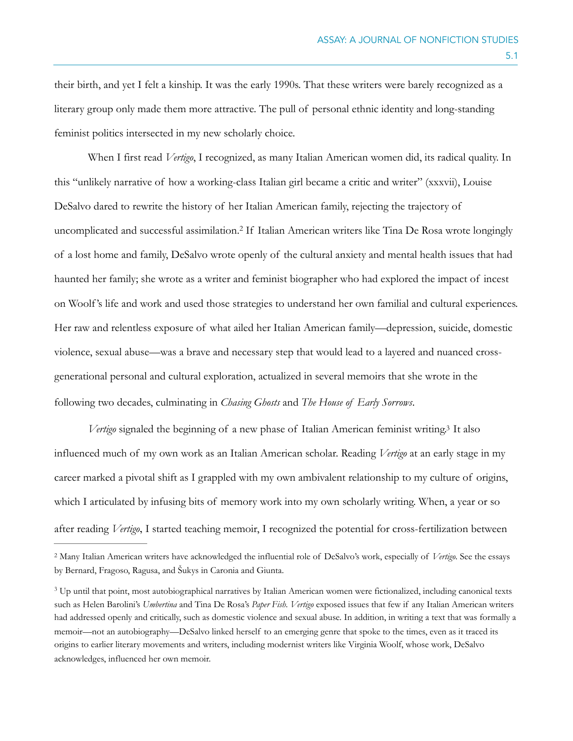their birth, and yet I felt a kinship. It was the early 1990s. That these writers were barely recognized as a literary group only made them more attractive. The pull of personal ethnic identity and long-standing feminist politics intersected in my new scholarly choice.

When I first read *Vertigo*, I recognized, as many Italian American women did, its radical quality. In this "unlikely narrative of how a working-class Italian girl became a critic and writer" (xxxvii), Louise DeSalvo dared to rewrite the history of her Italian American family, rejecting the trajectory of uncomplicated and successful assimilation.[2] If Italian American writers like Tina De Rosa wrote longingly of a lost home and family, DeSalvo wrote openly of the cultural anxiety and mental health issues that had haunted her family; she wrote as a writer and feminist biographer who had explored the impact of incest on Woolf's life and work and used those strategies to understand her own familial and cultural experiences. Her raw and relentless exposure of what ailed her Italian American family—depression, suicide, domestic violence, sexual abuse—was a brave and necessary step that would lead to a layered and nuanced cross-generational personal and cultural exploration, actualized in several memoirs that she wrote in the following two decades, culminating in *Chasing Ghosts* and *The House of Early Sorrows*.

*Vertigo* signaled the beginning of a new phase of Italian American feminist writing.[3] It also influenced much of my own work as an Italian American scholar. Reading *Vertigo* at an early stage in my career marked a pivotal shift as I grappled with my own ambivalent relationship to my culture of origins, which I articulated by infusing bits of memory work into my own scholarly writing. When, a year or so after reading *Vertigo*, I started teaching memoir, I recognized the potential for cross-fertilization between

---

[2] Many Italian American writers have acknowledged the influential role of DeSalvo's work, especially of *Vertigo*. See the essays by Bernard, Fragoso, Ragusa, and Šukys in Caronia and Giunta.

[3] Up until that point, most autobiographical narratives by Italian American women were fictionalized, including canonical texts such as Helen Barolini's *Umbertina* and Tina De Rosa's *Paper Fish*. *Vertigo* exposed issues that few if any Italian American writers had addressed openly and critically, such as domestic violence and sexual abuse. In addition, in writing a text that was formally a memoir—not an autobiography—DeSalvo linked herself to an emerging genre that spoke to the times, even as it traced its origins to earlier literary movements and writers, including modernist writers like Virginia Woolf, whose work, DeSalvo acknowledges, influenced her own memoir.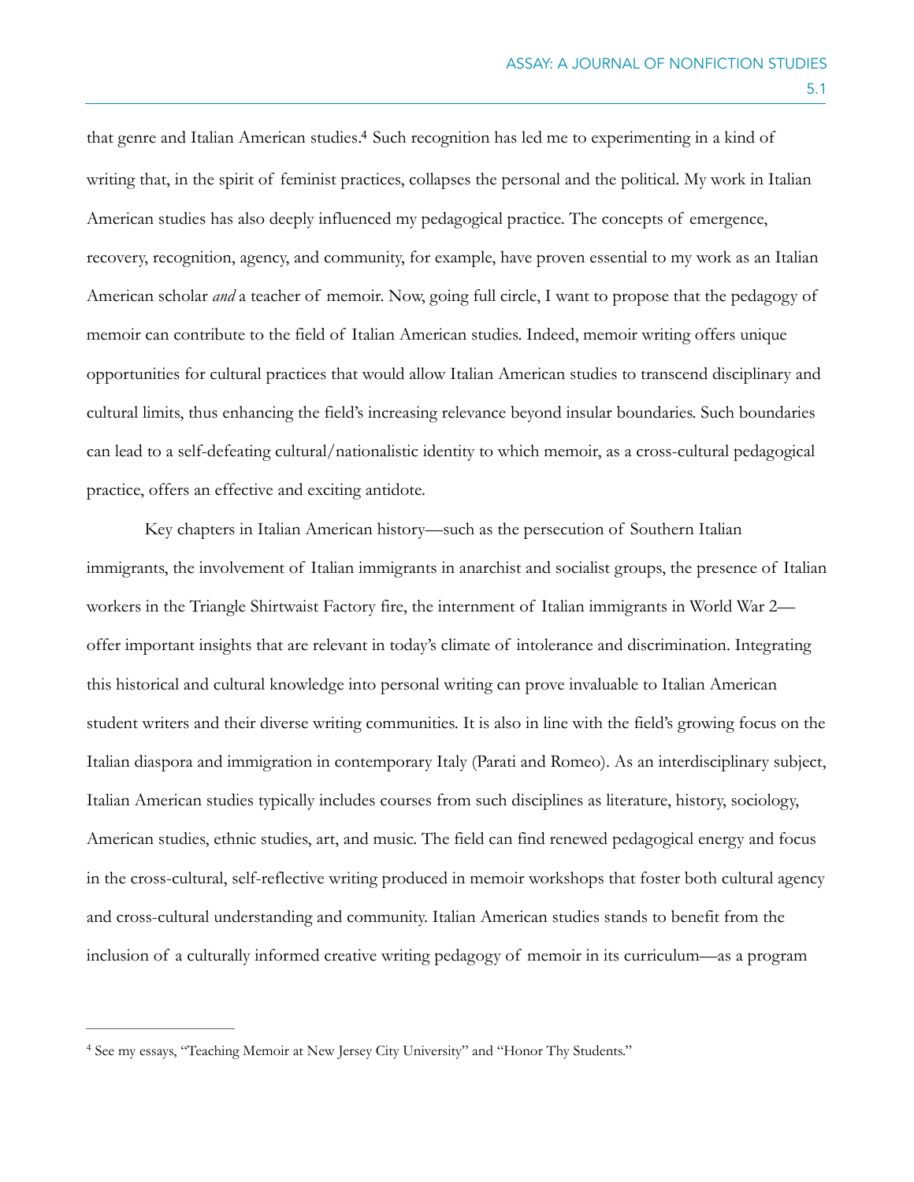that genre and Italian American studies.[4] Such recognition has led me to experimenting in a kind of writing that, in the spirit of feminist practices, collapses the personal and the political. My work in Italian American studies has also deeply influenced my pedagogical practice. The concepts of emergence, recovery, recognition, agency, and community, for example, have proven essential to my work as an Italian American scholar *and* a teacher of memoir. Now, going full circle, I want to propose that the pedagogy of memoir can contribute to the field of Italian American studies. Indeed, memoir writing offers unique opportunities for cultural practices that would allow Italian American studies to transcend disciplinary and cultural limits, thus enhancing the field's increasing relevance beyond insular boundaries. Such boundaries can lead to a self-defeating cultural/nationalistic identity to which memoir, as a cross-cultural pedagogical practice, offers an effective and exciting antidote.

Key chapters in Italian American history—such as the persecution of Southern Italian immigrants, the involvement of Italian immigrants in anarchist and socialist groups, the presence of Italian workers in the Triangle Shirtwaist Factory fire, the internment of Italian immigrants in World War 2—offer important insights that are relevant in today's climate of intolerance and discrimination. Integrating this historical and cultural knowledge into personal writing can prove invaluable to Italian American student writers and their diverse writing communities. It is also in line with the field's growing focus on the Italian diaspora and immigration in contemporary Italy (Parati and Romeo). As an interdisciplinary subject, Italian American studies typically includes courses from such disciplines as literature, history, sociology, American studies, ethnic studies, art, and music. The field can find renewed pedagogical energy and focus in the cross-cultural, self-reflective writing produced in memoir workshops that foster both cultural agency and cross-cultural understanding and community. Italian American studies stands to benefit from the inclusion of a culturally informed creative writing pedagogy of memoir in its curriculum—as a program

---

[4] See my essays, "Teaching Memoir at New Jersey City University" and "Honor Thy Students."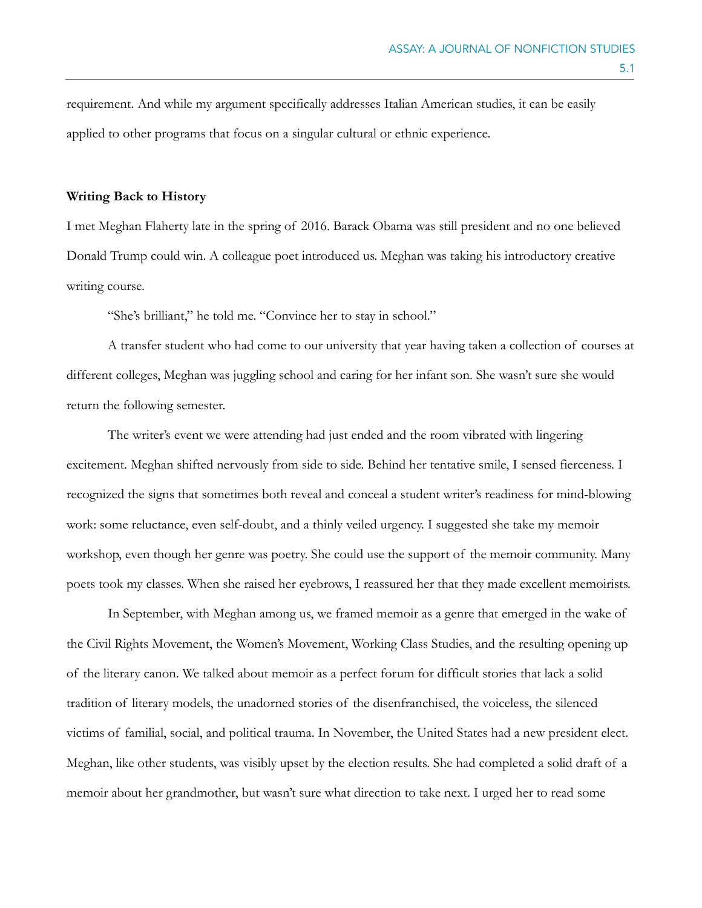requirement. And while my argument specifically addresses Italian American studies, it can be easily applied to other programs that focus on a singular cultural or ethnic experience.

**Writing Back to History**

I met Meghan Flaherty late in the spring of 2016. Barack Obama was still president and no one believed Donald Trump could win. A colleague poet introduced us. Meghan was taking his introductory creative writing course.

"She's brilliant," he told me. "Convince her to stay in school."

A transfer student who had come to our university that year having taken a collection of courses at different colleges, Meghan was juggling school and caring for her infant son. She wasn't sure she would return the following semester.

The writer's event we were attending had just ended and the room vibrated with lingering excitement. Meghan shifted nervously from side to side. Behind her tentative smile, I sensed fierceness. I recognized the signs that sometimes both reveal and conceal a student writer's readiness for mind-blowing work: some reluctance, even self-doubt, and a thinly veiled urgency. I suggested she take my memoir workshop, even though her genre was poetry. She could use the support of the memoir community. Many poets took my classes. When she raised her eyebrows, I reassured her that they made excellent memoirists.

In September, with Meghan among us, we framed memoir as a genre that emerged in the wake of the Civil Rights Movement, the Women's Movement, Working Class Studies, and the resulting opening up of the literary canon. We talked about memoir as a perfect forum for difficult stories that lack a solid tradition of literary models, the unadorned stories of the disenfranchised, the voiceless, the silenced victims of familial, social, and political trauma. In November, the United States had a new president elect. Meghan, like other students, was visibly upset by the election results. She had completed a solid draft of a memoir about her grandmother, but wasn't sure what direction to take next. I urged her to read some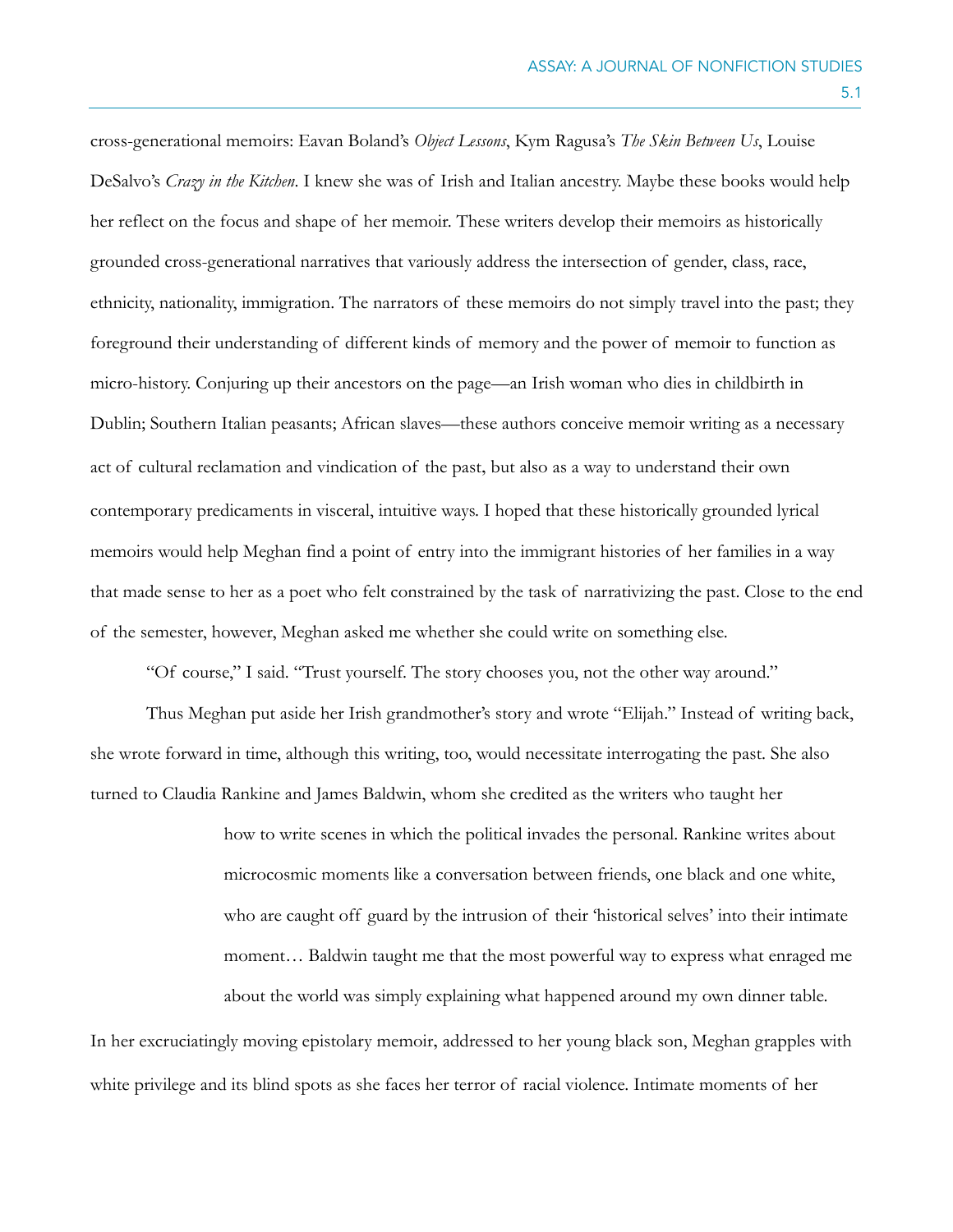cross-generational memoirs: Eavan Boland's *Object Lessons*, Kym Ragusa's *The Skin Between Us*, Louise DeSalvo's *Crazy in the Kitchen*. I knew she was of Irish and Italian ancestry. Maybe these books would help her reflect on the focus and shape of her memoir. These writers develop their memoirs as historically grounded cross-generational narratives that variously address the intersection of gender, class, race, ethnicity, nationality, immigration. The narrators of these memoirs do not simply travel into the past; they foreground their understanding of different kinds of memory and the power of memoir to function as micro-history. Conjuring up their ancestors on the page—an Irish woman who dies in childbirth in Dublin; Southern Italian peasants; African slaves—these authors conceive memoir writing as a necessary act of cultural reclamation and vindication of the past, but also as a way to understand their own contemporary predicaments in visceral, intuitive ways. I hoped that these historically grounded lyrical memoirs would help Meghan find a point of entry into the immigrant histories of her families in a way that made sense to her as a poet who felt constrained by the task of narrativizing the past. Close to the end of the semester, however, Meghan asked me whether she could write on something else.

"Of course," I said. "Trust yourself. The story chooses you, not the other way around."

Thus Meghan put aside her Irish grandmother's story and wrote "Elijah." Instead of writing back, she wrote forward in time, although this writing, too, would necessitate interrogating the past. She also turned to Claudia Rankine and James Baldwin, whom she credited as the writers who taught her

> how to write scenes in which the political invades the personal. Rankine writes about microcosmic moments like a conversation between friends, one black and one white, who are caught off guard by the intrusion of their 'historical selves' into their intimate moment… Baldwin taught me that the most powerful way to express what enraged me about the world was simply explaining what happened around my own dinner table.

In her excruciatingly moving epistolary memoir, addressed to her young black son, Meghan grapples with white privilege and its blind spots as she faces her terror of racial violence. Intimate moments of her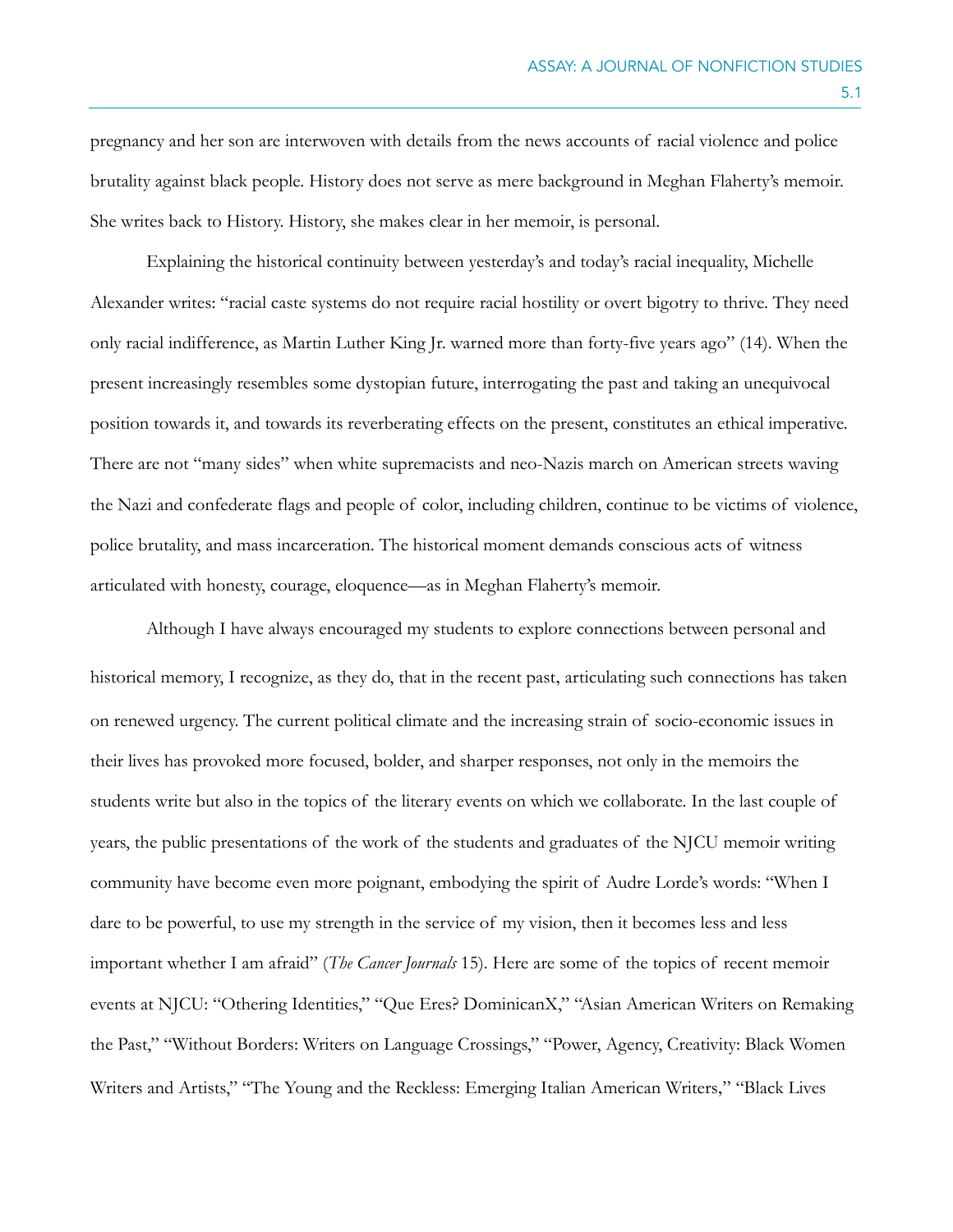pregnancy and her son are interwoven with details from the news accounts of racial violence and police brutality against black people. History does not serve as mere background in Meghan Flaherty's memoir. She writes back to History. History, she makes clear in her memoir, is personal.

Explaining the historical continuity between yesterday's and today's racial inequality, Michelle Alexander writes: "racial caste systems do not require racial hostility or overt bigotry to thrive. They need only racial indifference, as Martin Luther King Jr. warned more than forty-five years ago" (14). When the present increasingly resembles some dystopian future, interrogating the past and taking an unequivocal position towards it, and towards its reverberating effects on the present, constitutes an ethical imperative. There are not "many sides" when white supremacists and neo-Nazis march on American streets waving the Nazi and confederate flags and people of color, including children, continue to be victims of violence, police brutality, and mass incarceration. The historical moment demands conscious acts of witness articulated with honesty, courage, eloquence—as in Meghan Flaherty's memoir.

Although I have always encouraged my students to explore connections between personal and historical memory, I recognize, as they do, that in the recent past, articulating such connections has taken on renewed urgency. The current political climate and the increasing strain of socio-economic issues in their lives has provoked more focused, bolder, and sharper responses, not only in the memoirs the students write but also in the topics of the literary events on which we collaborate. In the last couple of years, the public presentations of the work of the students and graduates of the NJCU memoir writing community have become even more poignant, embodying the spirit of Audre Lorde's words: "When I dare to be powerful, to use my strength in the service of my vision, then it becomes less and less important whether I am afraid" (*The Cancer Journals* 15). Here are some of the topics of recent memoir events at NJCU: "Othering Identities," "Que Eres? DominicanX," "Asian American Writers on Remaking the Past," "Without Borders: Writers on Language Crossings," "Power, Agency, Creativity: Black Women Writers and Artists," "The Young and the Reckless: Emerging Italian American Writers," "Black Lives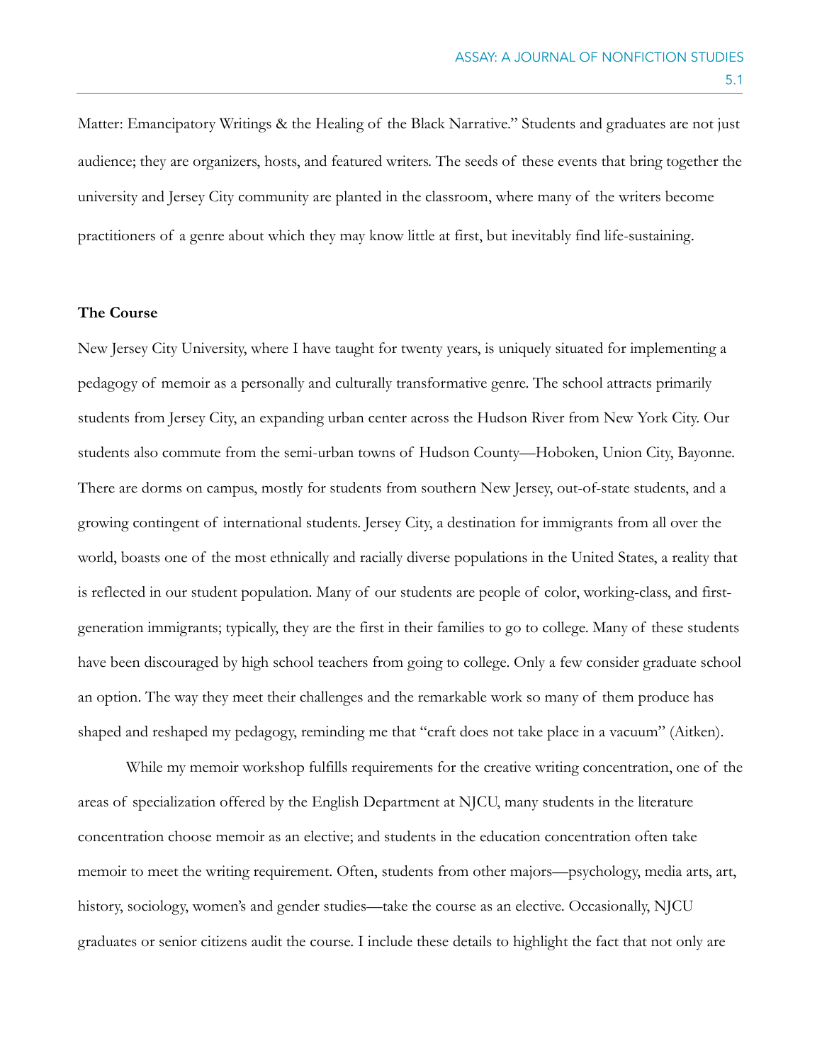Matter: Emancipatory Writings & the Healing of the Black Narrative." Students and graduates are not just audience; they are organizers, hosts, and featured writers. The seeds of these events that bring together the university and Jersey City community are planted in the classroom, where many of the writers become practitioners of a genre about which they may know little at first, but inevitably find life-sustaining.

**The Course**

New Jersey City University, where I have taught for twenty years, is uniquely situated for implementing a pedagogy of memoir as a personally and culturally transformative genre. The school attracts primarily students from Jersey City, an expanding urban center across the Hudson River from New York City. Our students also commute from the semi-urban towns of Hudson County—Hoboken, Union City, Bayonne. There are dorms on campus, mostly for students from southern New Jersey, out-of-state students, and a growing contingent of international students. Jersey City, a destination for immigrants from all over the world, boasts one of the most ethnically and racially diverse populations in the United States, a reality that is reflected in our student population. Many of our students are people of color, working-class, and first-generation immigrants; typically, they are the first in their families to go to college. Many of these students have been discouraged by high school teachers from going to college. Only a few consider graduate school an option. The way they meet their challenges and the remarkable work so many of them produce has shaped and reshaped my pedagogy, reminding me that "craft does not take place in a vacuum" (Aitken).

While my memoir workshop fulfills requirements for the creative writing concentration, one of the areas of specialization offered by the English Department at NJCU, many students in the literature concentration choose memoir as an elective; and students in the education concentration often take memoir to meet the writing requirement. Often, students from other majors—psychology, media arts, art, history, sociology, women's and gender studies—take the course as an elective. Occasionally, NJCU graduates or senior citizens audit the course. I include these details to highlight the fact that not only are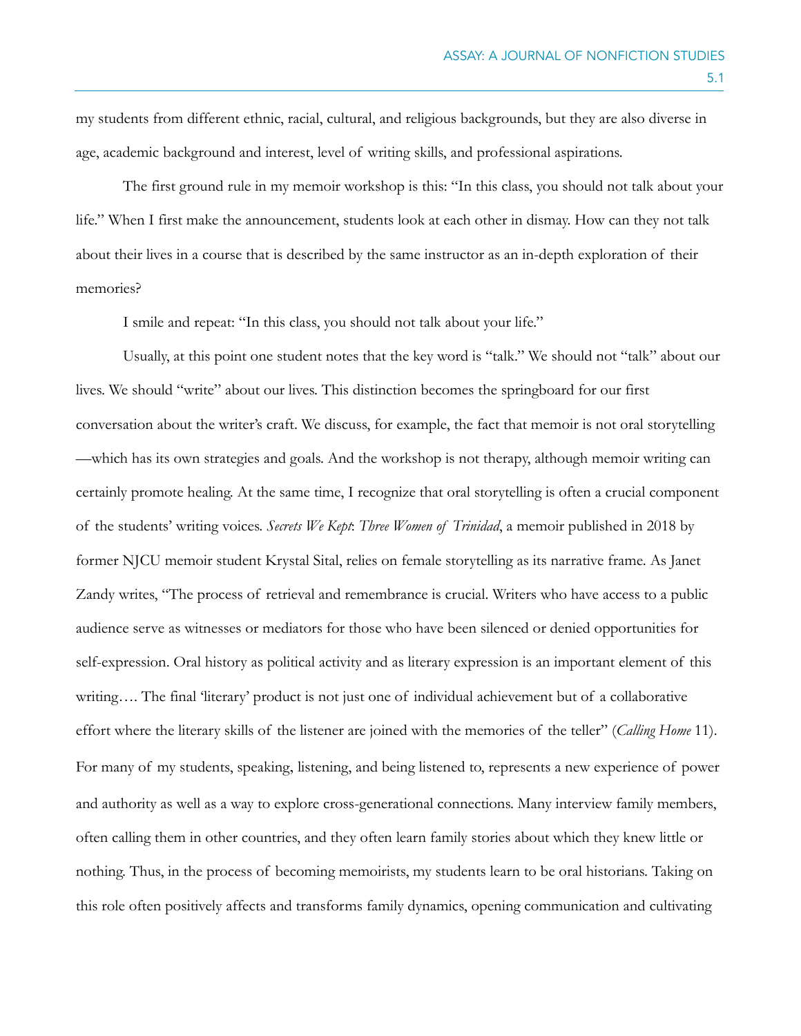my students from different ethnic, racial, cultural, and religious backgrounds, but they are also diverse in age, academic background and interest, level of writing skills, and professional aspirations.

The first ground rule in my memoir workshop is this: "In this class, you should not talk about your life." When I first make the announcement, students look at each other in dismay. How can they not talk about their lives in a course that is described by the same instructor as an in-depth exploration of their memories?

I smile and repeat: "In this class, you should not talk about your life."

Usually, at this point one student notes that the key word is "talk." We should not "talk" about our lives. We should "write" about our lives. This distinction becomes the springboard for our first conversation about the writer's craft. We discuss, for example, the fact that memoir is not oral storytelling—which has its own strategies and goals. And the workshop is not therapy, although memoir writing can certainly promote healing. At the same time, I recognize that oral storytelling is often a crucial component of the students' writing voices. *Secrets We Kept*: *Three Women of Trinidad*, a memoir published in 2018 by former NJCU memoir student Krystal Sital, relies on female storytelling as its narrative frame. As Janet Zandy writes, "The process of retrieval and remembrance is crucial. Writers who have access to a public audience serve as witnesses or mediators for those who have been silenced or denied opportunities for self-expression. Oral history as political activity and as literary expression is an important element of this writing…. The final 'literary' product is not just one of individual achievement but of a collaborative effort where the literary skills of the listener are joined with the memories of the teller" (*Calling Home* 11). For many of my students, speaking, listening, and being listened to, represents a new experience of power and authority as well as a way to explore cross-generational connections. Many interview family members, often calling them in other countries, and they often learn family stories about which they knew little or nothing. Thus, in the process of becoming memoirists, my students learn to be oral historians. Taking on this role often positively affects and transforms family dynamics, opening communication and cultivating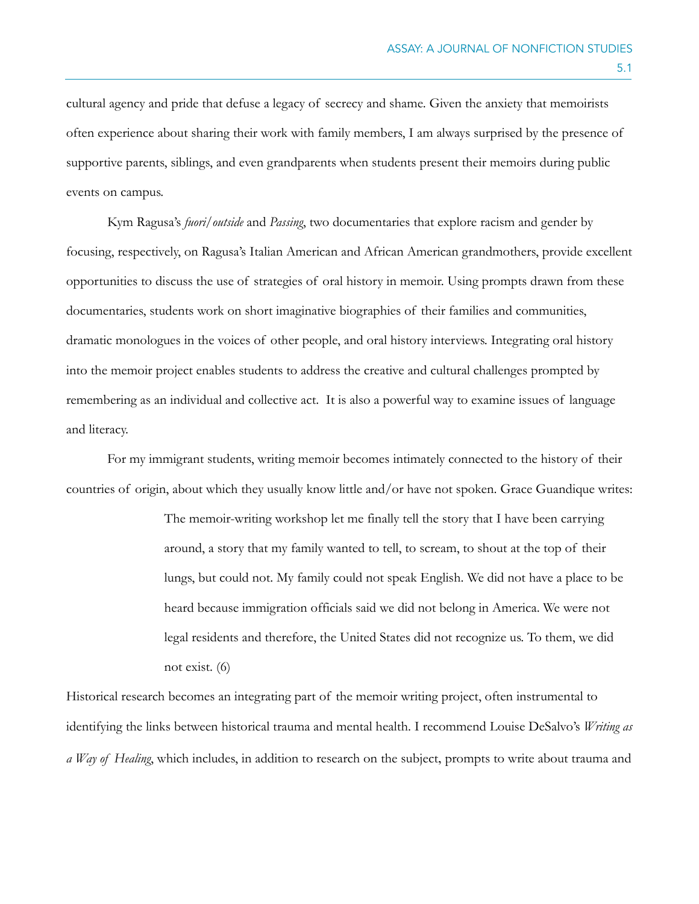cultural agency and pride that defuse a legacy of secrecy and shame. Given the anxiety that memoirists often experience about sharing their work with family members, I am always surprised by the presence of supportive parents, siblings, and even grandparents when students present their memoirs during public events on campus.

Kym Ragusa's *fuori/outside* and *Passing*, two documentaries that explore racism and gender by focusing, respectively, on Ragusa's Italian American and African American grandmothers, provide excellent opportunities to discuss the use of strategies of oral history in memoir. Using prompts drawn from these documentaries, students work on short imaginative biographies of their families and communities, dramatic monologues in the voices of other people, and oral history interviews. Integrating oral history into the memoir project enables students to address the creative and cultural challenges prompted by remembering as an individual and collective act. It is also a powerful way to examine issues of language and literacy.

For my immigrant students, writing memoir becomes intimately connected to the history of their countries of origin, about which they usually know little and/or have not spoken. Grace Guandique writes:

> The memoir-writing workshop let me finally tell the story that I have been carrying around, a story that my family wanted to tell, to scream, to shout at the top of their lungs, but could not. My family could not speak English. We did not have a place to be heard because immigration officials said we did not belong in America. We were not legal residents and therefore, the United States did not recognize us. To them, we did not exist. (6)

Historical research becomes an integrating part of the memoir writing project, often instrumental to identifying the links between historical trauma and mental health. I recommend Louise DeSalvo's *Writing as a Way of Healing*, which includes, in addition to research on the subject, prompts to write about trauma and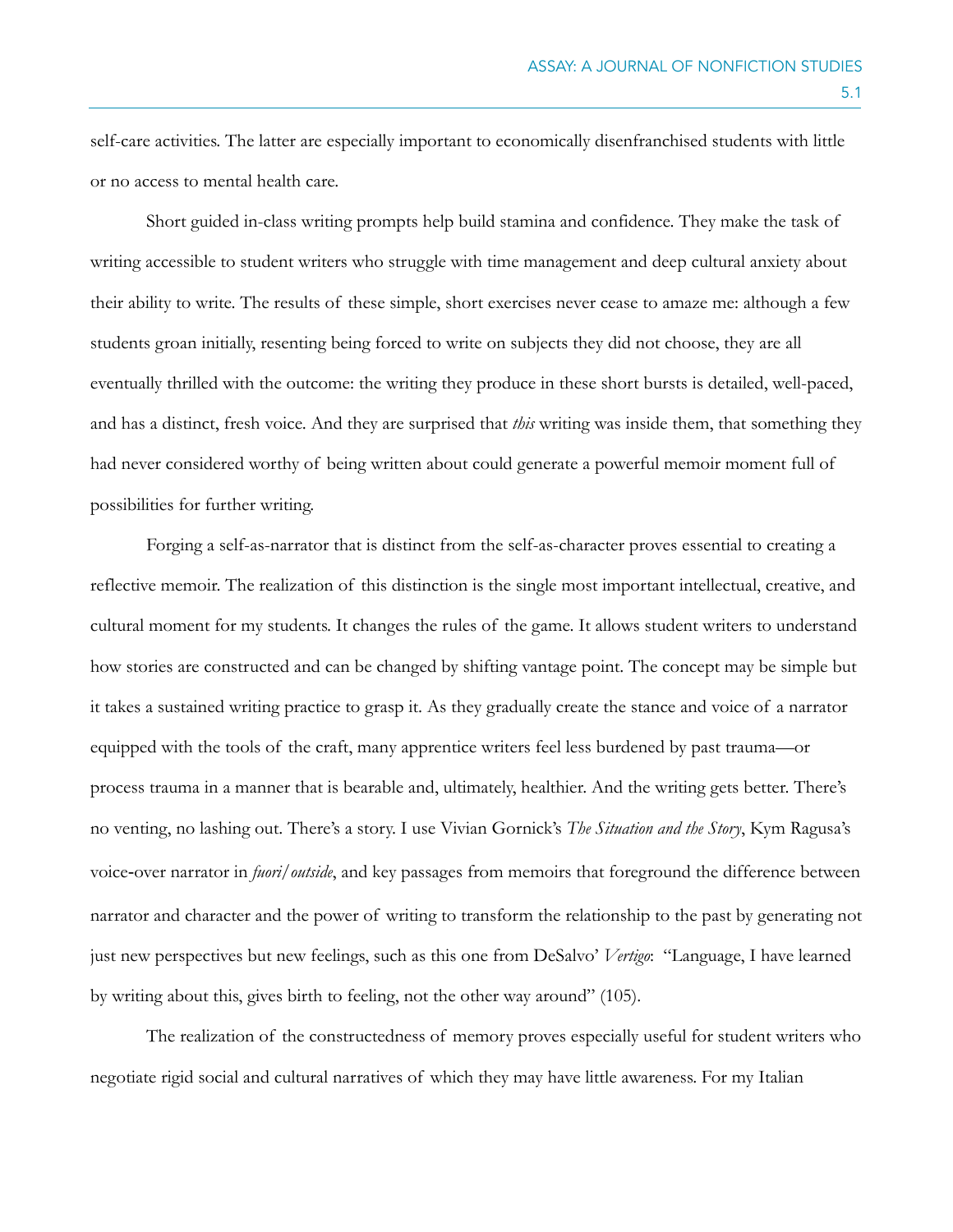self-care activities. The latter are especially important to economically disenfranchised students with little or no access to mental health care.

Short guided in-class writing prompts help build stamina and confidence. They make the task of writing accessible to student writers who struggle with time management and deep cultural anxiety about their ability to write. The results of these simple, short exercises never cease to amaze me: although a few students groan initially, resenting being forced to write on subjects they did not choose, they are all eventually thrilled with the outcome: the writing they produce in these short bursts is detailed, well-paced, and has a distinct, fresh voice. And they are surprised that *this* writing was inside them, that something they had never considered worthy of being written about could generate a powerful memoir moment full of possibilities for further writing.

Forging a self-as-narrator that is distinct from the self-as-character proves essential to creating a reflective memoir. The realization of this distinction is the single most important intellectual, creative, and cultural moment for my students. It changes the rules of the game. It allows student writers to understand how stories are constructed and can be changed by shifting vantage point. The concept may be simple but it takes a sustained writing practice to grasp it. As they gradually create the stance and voice of a narrator equipped with the tools of the craft, many apprentice writers feel less burdened by past trauma—or process trauma in a manner that is bearable and, ultimately, healthier. And the writing gets better. There's no venting, no lashing out. There's a story. I use Vivian Gornick's *The Situation and the Story*, Kym Ragusa's voice-over narrator in *fuori/outside*, and key passages from memoirs that foreground the difference between narrator and character and the power of writing to transform the relationship to the past by generating not just new perspectives but new feelings, such as this one from DeSalvo' *Vertigo*: "Language, I have learned by writing about this, gives birth to feeling, not the other way around" (105).

The realization of the constructedness of memory proves especially useful for student writers who negotiate rigid social and cultural narratives of which they may have little awareness. For my Italian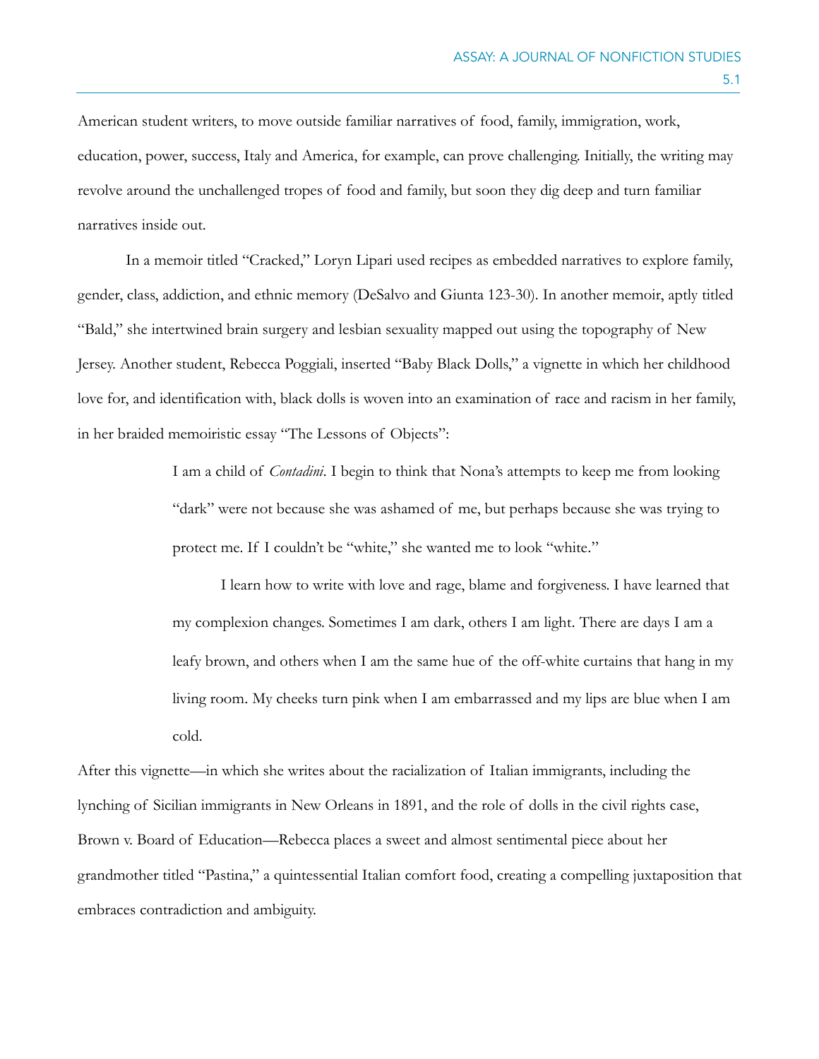American student writers, to move outside familiar narratives of food, family, immigration, work, education, power, success, Italy and America, for example, can prove challenging. Initially, the writing may revolve around the unchallenged tropes of food and family, but soon they dig deep and turn familiar narratives inside out.

In a memoir titled "Cracked," Loryn Lipari used recipes as embedded narratives to explore family, gender, class, addiction, and ethnic memory (DeSalvo and Giunta 123-30). In another memoir, aptly titled "Bald," she intertwined brain surgery and lesbian sexuality mapped out using the topography of New Jersey. Another student, Rebecca Poggiali, inserted "Baby Black Dolls," a vignette in which her childhood love for, and identification with, black dolls is woven into an examination of race and racism in her family, in her braided memoiristic essay "The Lessons of Objects":

> I am a child of *Contadini*. I begin to think that Nona's attempts to keep me from looking "dark" were not because she was ashamed of me, but perhaps because she was trying to protect me. If I couldn't be "white," she wanted me to look "white."
>
> I learn how to write with love and rage, blame and forgiveness. I have learned that my complexion changes. Sometimes I am dark, others I am light. There are days I am a leafy brown, and others when I am the same hue of the off-white curtains that hang in my living room. My cheeks turn pink when I am embarrassed and my lips are blue when I am cold.

After this vignette—in which she writes about the racialization of Italian immigrants, including the lynching of Sicilian immigrants in New Orleans in 1891, and the role of dolls in the civil rights case, Brown v. Board of Education—Rebecca places a sweet and almost sentimental piece about her grandmother titled "Pastina," a quintessential Italian comfort food, creating a compelling juxtaposition that embraces contradiction and ambiguity.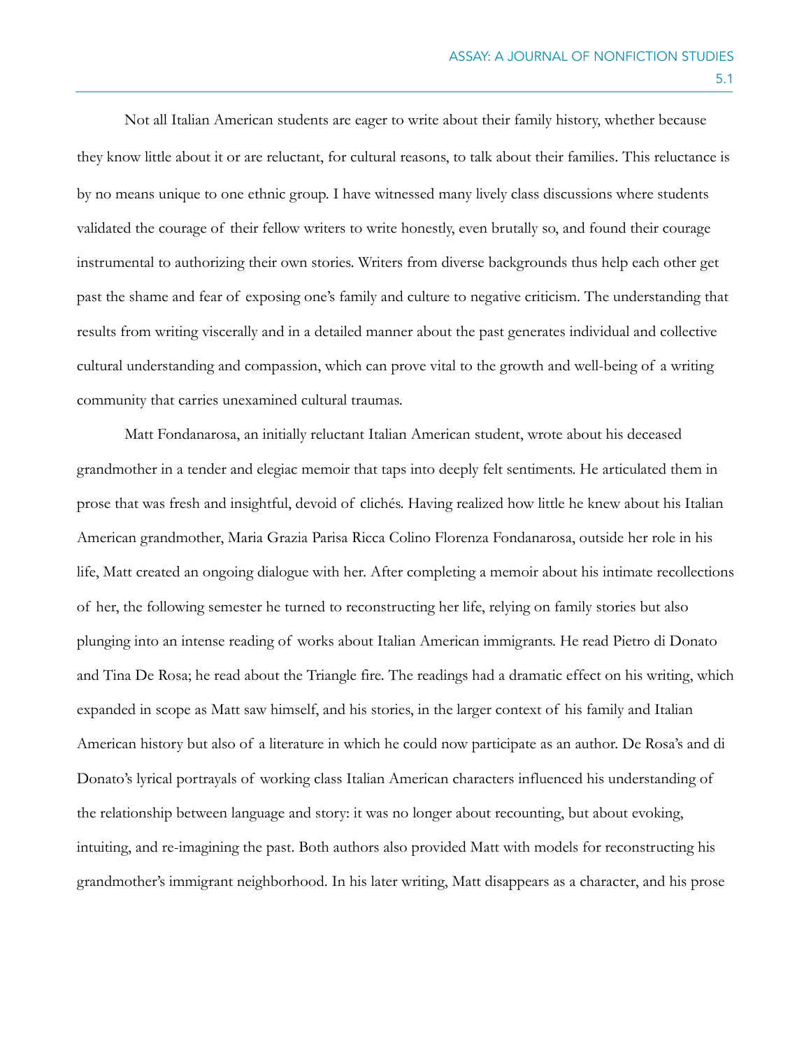Not all Italian American students are eager to write about their family history, whether because they know little about it or are reluctant, for cultural reasons, to talk about their families. This reluctance is by no means unique to one ethnic group. I have witnessed many lively class discussions where students validated the courage of their fellow writers to write honestly, even brutally so, and found their courage instrumental to authorizing their own stories. Writers from diverse backgrounds thus help each other get past the shame and fear of exposing one's family and culture to negative criticism. The understanding that results from writing viscerally and in a detailed manner about the past generates individual and collective cultural understanding and compassion, which can prove vital to the growth and well-being of a writing community that carries unexamined cultural traumas.

Matt Fondanarosa, an initially reluctant Italian American student, wrote about his deceased grandmother in a tender and elegiac memoir that taps into deeply felt sentiments. He articulated them in prose that was fresh and insightful, devoid of clichés. Having realized how little he knew about his Italian American grandmother, Maria Grazia Parisa Ricca Colino Florenza Fondanarosa, outside her role in his life, Matt created an ongoing dialogue with her. After completing a memoir about his intimate recollections of her, the following semester he turned to reconstructing her life, relying on family stories but also plunging into an intense reading of works about Italian American immigrants. He read Pietro di Donato and Tina De Rosa; he read about the Triangle fire. The readings had a dramatic effect on his writing, which expanded in scope as Matt saw himself, and his stories, in the larger context of his family and Italian American history but also of a literature in which he could now participate as an author. De Rosa's and di Donato's lyrical portrayals of working class Italian American characters influenced his understanding of the relationship between language and story: it was no longer about recounting, but about evoking, intuiting, and re-imagining the past. Both authors also provided Matt with models for reconstructing his grandmother's immigrant neighborhood. In his later writing, Matt disappears as a character, and his prose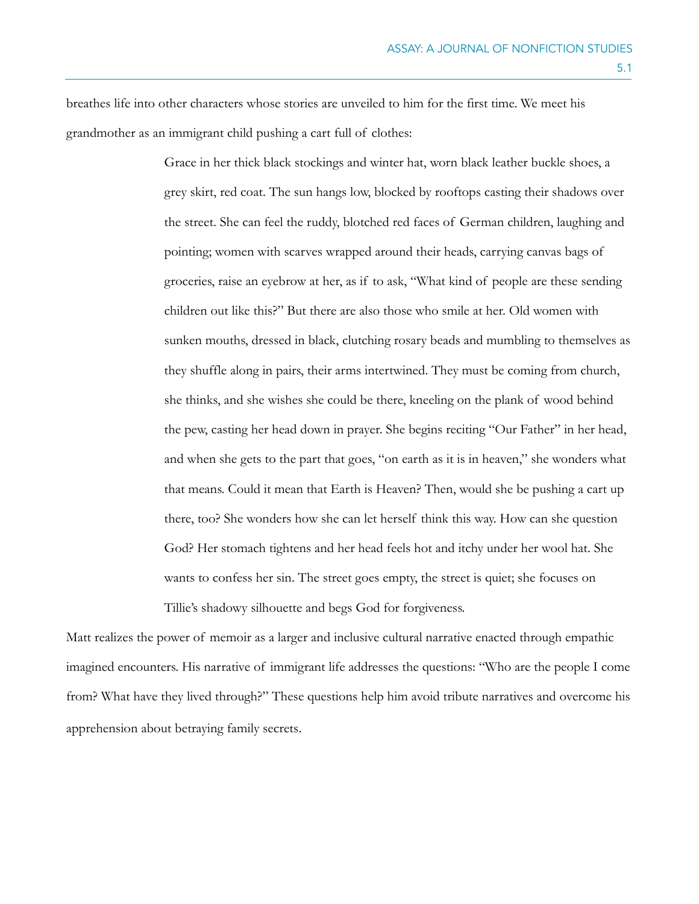breathes life into other characters whose stories are unveiled to him for the first time. We meet his grandmother as an immigrant child pushing a cart full of clothes:

> Grace in her thick black stockings and winter hat, worn black leather buckle shoes, a grey skirt, red coat. The sun hangs low, blocked by rooftops casting their shadows over the street. She can feel the ruddy, blotched red faces of German children, laughing and pointing; women with scarves wrapped around their heads, carrying canvas bags of groceries, raise an eyebrow at her, as if to ask, "What kind of people are these sending children out like this?" But there are also those who smile at her. Old women with sunken mouths, dressed in black, clutching rosary beads and mumbling to themselves as they shuffle along in pairs, their arms intertwined. They must be coming from church, she thinks, and she wishes she could be there, kneeling on the plank of wood behind the pew, casting her head down in prayer. She begins reciting "Our Father" in her head, and when she gets to the part that goes, "on earth as it is in heaven," she wonders what that means. Could it mean that Earth is Heaven? Then, would she be pushing a cart up there, too? She wonders how she can let herself think this way. How can she question God? Her stomach tightens and her head feels hot and itchy under her wool hat. She wants to confess her sin. The street goes empty, the street is quiet; she focuses on Tillie's shadowy silhouette and begs God for forgiveness.

Matt realizes the power of memoir as a larger and inclusive cultural narrative enacted through empathic imagined encounters. His narrative of immigrant life addresses the questions: "Who are the people I come from? What have they lived through?" These questions help him avoid tribute narratives and overcome his apprehension about betraying family secrets.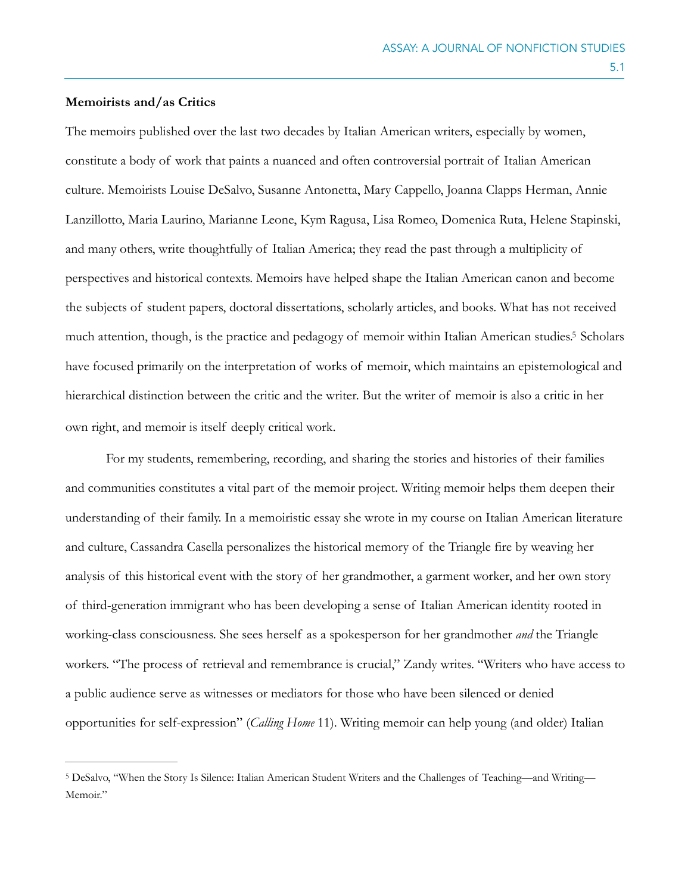**Memoirists and/as Critics**

The memoirs published over the last two decades by Italian American writers, especially by women, constitute a body of work that paints a nuanced and often controversial portrait of Italian American culture. Memoirists Louise DeSalvo, Susanne Antonetta, Mary Cappello, Joanna Clapps Herman, Annie Lanzillotto, Maria Laurino, Marianne Leone, Kym Ragusa, Lisa Romeo, Domenica Ruta, Helene Stapinski, and many others, write thoughtfully of Italian America; they read the past through a multiplicity of perspectives and historical contexts. Memoirs have helped shape the Italian American canon and become the subjects of student papers, doctoral dissertations, scholarly articles, and books. What has not received much attention, though, is the practice and pedagogy of memoir within Italian American studies.[5] Scholars have focused primarily on the interpretation of works of memoir, which maintains an epistemological and hierarchical distinction between the critic and the writer. But the writer of memoir is also a critic in her own right, and memoir is itself deeply critical work.

For my students, remembering, recording, and sharing the stories and histories of their families and communities constitutes a vital part of the memoir project. Writing memoir helps them deepen their understanding of their family. In a memoiristic essay she wrote in my course on Italian American literature and culture, Cassandra Casella personalizes the historical memory of the Triangle fire by weaving her analysis of this historical event with the story of her grandmother, a garment worker, and her own story of third-generation immigrant who has been developing a sense of Italian American identity rooted in working-class consciousness. She sees herself as a spokesperson for her grandmother *and* the Triangle workers. "The process of retrieval and remembrance is crucial," Zandy writes. "Writers who have access to a public audience serve as witnesses or mediators for those who have been silenced or denied opportunities for self-expression" (*Calling Home* 11). Writing memoir can help young (and older) Italian

---

[5] DeSalvo, "When the Story Is Silence: Italian American Student Writers and the Challenges of Teaching—and Writing—Memoir."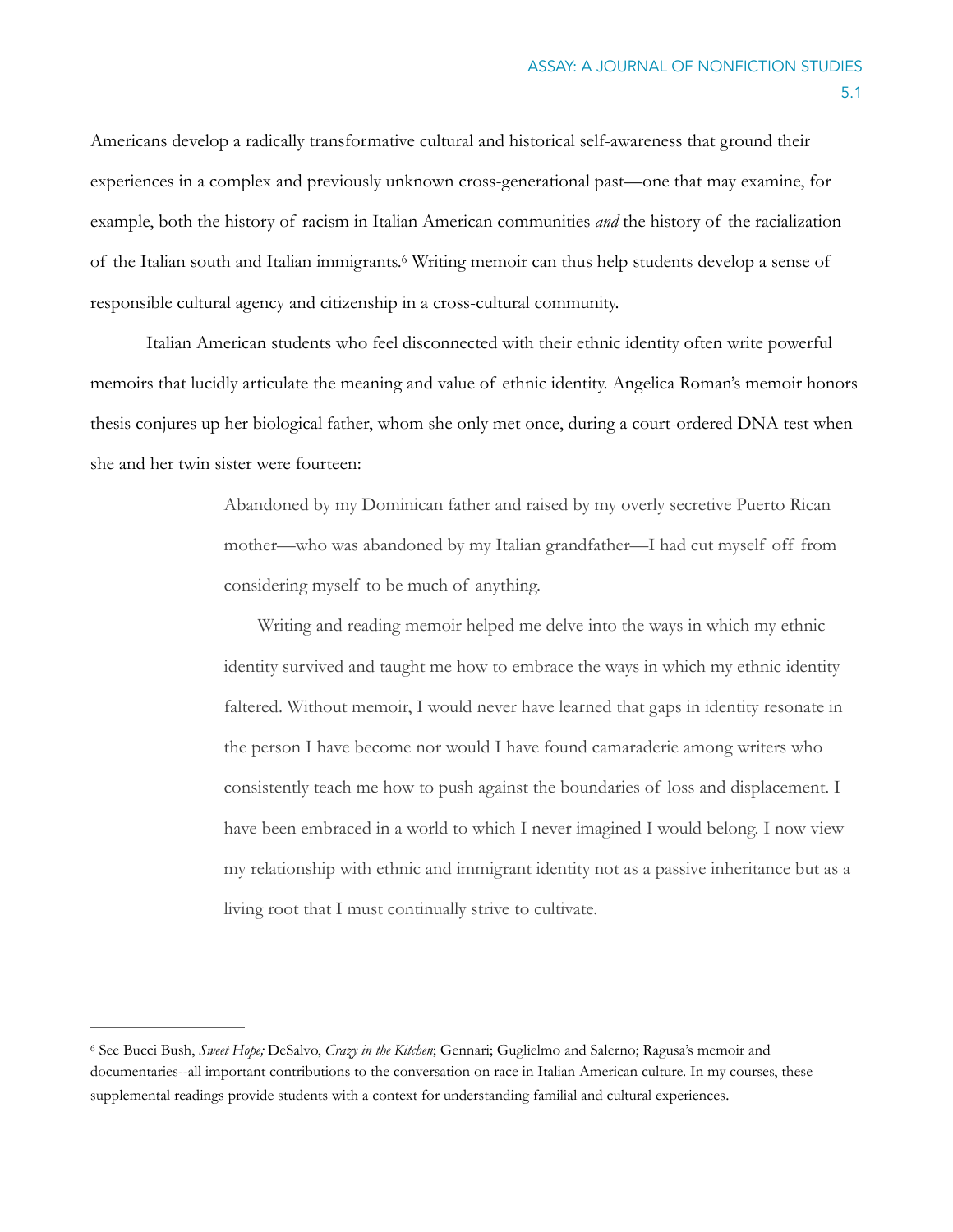Americans develop a radically transformative cultural and historical self-awareness that ground their experiences in a complex and previously unknown cross-generational past—one that may examine, for example, both the history of racism in Italian American communities *and* the history of the racialization of the Italian south and Italian immigrants.[6] Writing memoir can thus help students develop a sense of responsible cultural agency and citizenship in a cross-cultural community.

Italian American students who feel disconnected with their ethnic identity often write powerful memoirs that lucidly articulate the meaning and value of ethnic identity. Angelica Roman's memoir honors thesis conjures up her biological father, whom she only met once, during a court-ordered DNA test when she and her twin sister were fourteen:

> Abandoned by my Dominican father and raised by my overly secretive Puerto Rican mother—who was abandoned by my Italian grandfather—I had cut myself off from considering myself to be much of anything.
>
> Writing and reading memoir helped me delve into the ways in which my ethnic identity survived and taught me how to embrace the ways in which my ethnic identity faltered. Without memoir, I would never have learned that gaps in identity resonate in the person I have become nor would I have found camaraderie among writers who consistently teach me how to push against the boundaries of loss and displacement. I have been embraced in a world to which I never imagined I would belong. I now view my relationship with ethnic and immigrant identity not as a passive inheritance but as a living root that I must continually strive to cultivate.

---

[6] See Bucci Bush, *Sweet Hope;* DeSalvo, *Crazy in the Kitchen*; Gennari; Guglielmo and Salerno; Ragusa's memoir and documentaries--all important contributions to the conversation on race in Italian American culture. In my courses, these supplemental readings provide students with a context for understanding familial and cultural experiences.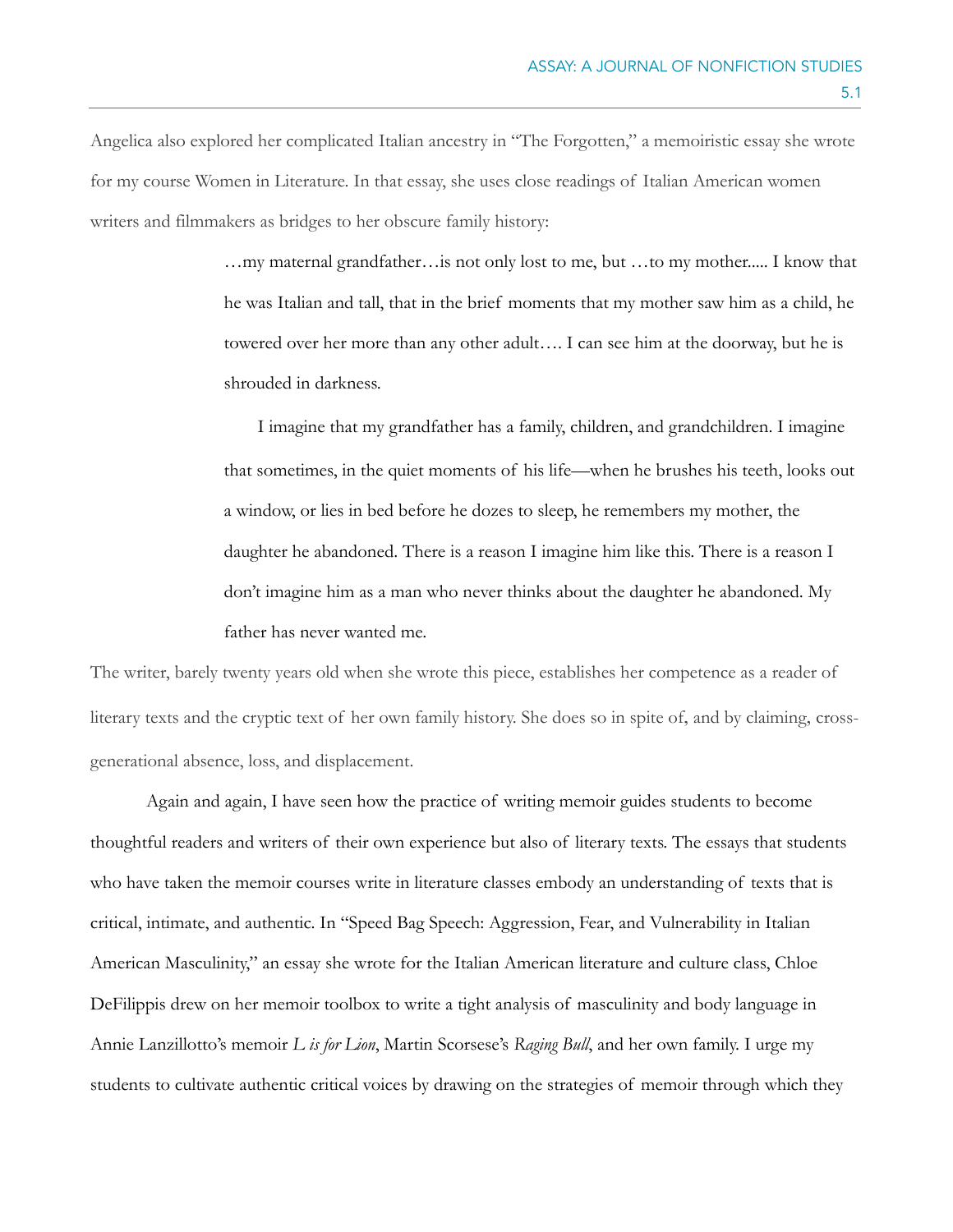Angelica also explored her complicated Italian ancestry in "The Forgotten," a memoiristic essay she wrote for my course Women in Literature. In that essay, she uses close readings of Italian American women writers and filmmakers as bridges to her obscure family history:

> …my maternal grandfather…is not only lost to me, but …to my mother..... I know that he was Italian and tall, that in the brief moments that my mother saw him as a child, he towered over her more than any other adult…. I can see him at the doorway, but he is shrouded in darkness.
>
> I imagine that my grandfather has a family, children, and grandchildren. I imagine that sometimes, in the quiet moments of his life—when he brushes his teeth, looks out a window, or lies in bed before he dozes to sleep, he remembers my mother, the daughter he abandoned. There is a reason I imagine him like this. There is a reason I don't imagine him as a man who never thinks about the daughter he abandoned. My father has never wanted me.

The writer, barely twenty years old when she wrote this piece, establishes her competence as a reader of literary texts and the cryptic text of her own family history. She does so in spite of, and by claiming, cross-generational absence, loss, and displacement.

Again and again, I have seen how the practice of writing memoir guides students to become thoughtful readers and writers of their own experience but also of literary texts. The essays that students who have taken the memoir courses write in literature classes embody an understanding of texts that is critical, intimate, and authentic. In "Speed Bag Speech: Aggression, Fear, and Vulnerability in Italian American Masculinity," an essay she wrote for the Italian American literature and culture class, Chloe DeFilippis drew on her memoir toolbox to write a tight analysis of masculinity and body language in Annie Lanzillotto's memoir *L is for Lion*, Martin Scorsese's *Raging Bull*, and her own family. I urge my students to cultivate authentic critical voices by drawing on the strategies of memoir through which they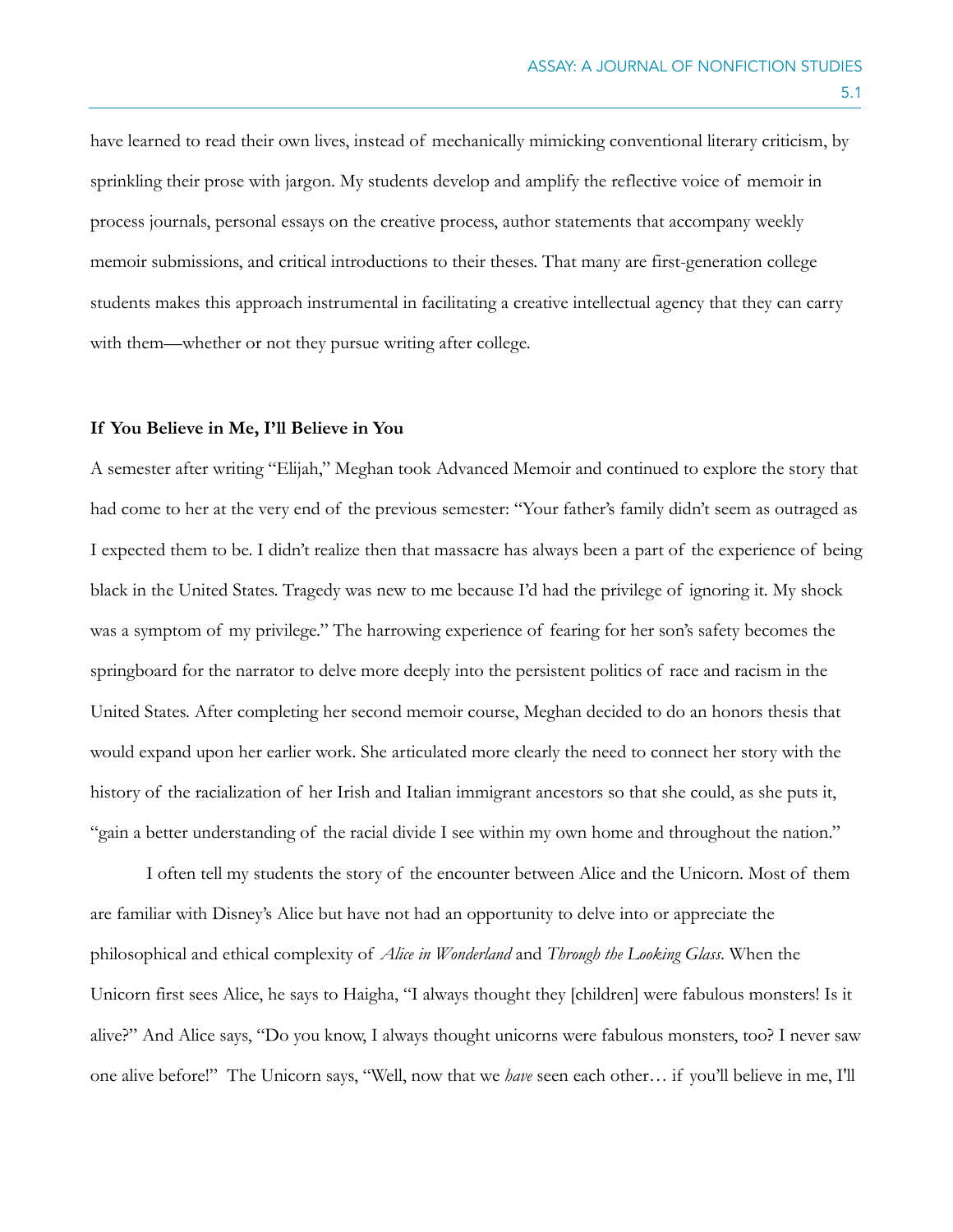have learned to read their own lives, instead of mechanically mimicking conventional literary criticism, by sprinkling their prose with jargon. My students develop and amplify the reflective voice of memoir in process journals, personal essays on the creative process, author statements that accompany weekly memoir submissions, and critical introductions to their theses. That many are first-generation college students makes this approach instrumental in facilitating a creative intellectual agency that they can carry with them—whether or not they pursue writing after college.

**If You Believe in Me, I'll Believe in You**

A semester after writing "Elijah," Meghan took Advanced Memoir and continued to explore the story that had come to her at the very end of the previous semester: "Your father's family didn't seem as outraged as I expected them to be. I didn't realize then that massacre has always been a part of the experience of being black in the United States. Tragedy was new to me because I'd had the privilege of ignoring it. My shock was a symptom of my privilege." The harrowing experience of fearing for her son's safety becomes the springboard for the narrator to delve more deeply into the persistent politics of race and racism in the United States. After completing her second memoir course, Meghan decided to do an honors thesis that would expand upon her earlier work. She articulated more clearly the need to connect her story with the history of the racialization of her Irish and Italian immigrant ancestors so that she could, as she puts it, "gain a better understanding of the racial divide I see within my own home and throughout the nation."

I often tell my students the story of the encounter between Alice and the Unicorn. Most of them are familiar with Disney's Alice but have not had an opportunity to delve into or appreciate the philosophical and ethical complexity of *Alice in Wonderland* and *Through the Looking Glass*. When the Unicorn first sees Alice, he says to Haigha, "I always thought they [children] were fabulous monsters! Is it alive?" And Alice says, "Do you know, I always thought unicorns were fabulous monsters, too? I never saw one alive before!" The Unicorn says, "Well, now that we *have* seen each other… if you'll believe in me, I'll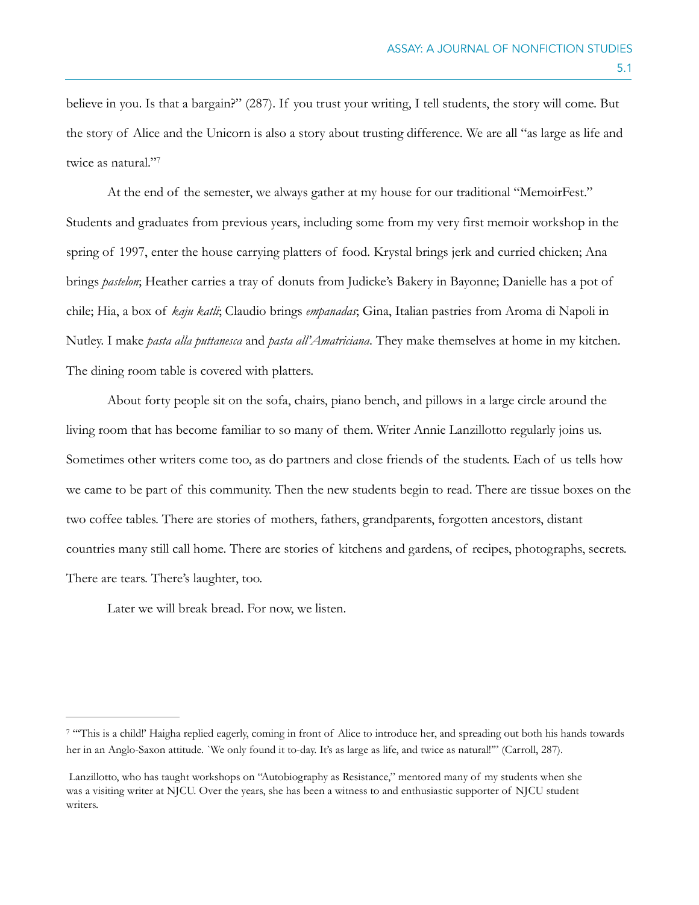believe in you. Is that a bargain?" (287). If you trust your writing, I tell students, the story will come. But the story of Alice and the Unicorn is also a story about trusting difference. We are all "as large as life and twice as natural."[7]

At the end of the semester, we always gather at my house for our traditional "MemoirFest." Students and graduates from previous years, including some from my very first memoir workshop in the spring of 1997, enter the house carrying platters of food. Krystal brings jerk and curried chicken; Ana brings *pastelon*; Heather carries a tray of donuts from Judicke's Bakery in Bayonne; Danielle has a pot of chile; Hia, a box of *kaju katli*; Claudio brings *empanadas*; Gina, Italian pastries from Aroma di Napoli in Nutley. I make *pasta alla puttanesca* and *pasta all'Amatriciana*. They make themselves at home in my kitchen. The dining room table is covered with platters.

About forty people sit on the sofa, chairs, piano bench, and pillows in a large circle around the living room that has become familiar to so many of them. Writer Annie Lanzillotto regularly joins us. Sometimes other writers come too, as do partners and close friends of the students. Each of us tells how we came to be part of this community. Then the new students begin to read. There are tissue boxes on the two coffee tables. There are stories of mothers, fathers, grandparents, forgotten ancestors, distant countries many still call home. There are stories of kitchens and gardens, of recipes, photographs, secrets. There are tears. There's laughter, too.

Later we will break bread. For now, we listen.

---

[7] "'This is a child!' Haigha replied eagerly, coming in front of Alice to introduce her, and spreading out both his hands towards her in an Anglo-Saxon attitude. `We only found it to-day. It's as large as life, and twice as natural!'" (Carroll, 287).

Lanzillotto, who has taught workshops on "Autobiography as Resistance," mentored many of my students when she was a visiting writer at NJCU. Over the years, she has been a witness to and enthusiastic supporter of NJCU student writers.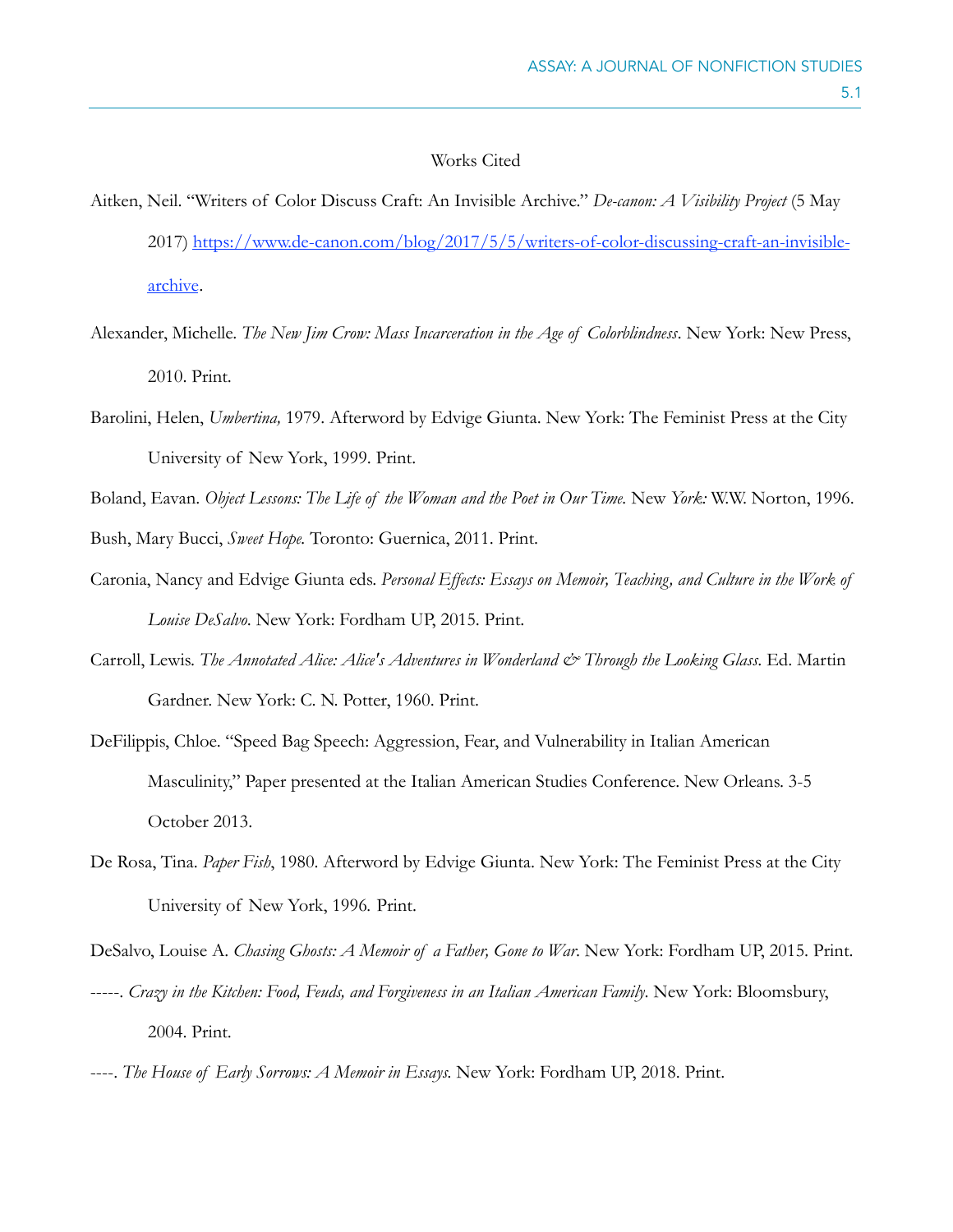Works Cited

Aitken, Neil. "Writers of Color Discuss Craft: An Invisible Archive." *De-canon: A Visibility Project* (5 May 2017) [https://www.de-canon.com/blog/2017/5/5/writers-of-color-discussing-craft-an-invisible-archive](https://www.de-canon.com/blog/2017/5/5/writers-of-color-discussing-craft-an-invisible-archive).

Alexander, Michelle. *The New Jim Crow: Mass Incarceration in the Age of Colorblindness*. New York: New Press, 2010. Print.

Barolini, Helen, *Umbertina,* 1979. Afterword by Edvige Giunta. New York: The Feminist Press at the City University of New York, 1999. Print.

Boland, Eavan. *Object Lessons: The Life of the Woman and the Poet in Our Time.* New *York:* W.W. Norton, 1996.

Bush, Mary Bucci, *Sweet Hope.* Toronto: Guernica, 2011. Print.

Caronia, Nancy and Edvige Giunta eds. *Personal Effects: Essays on Memoir, Teaching, and Culture in the Work of Louise DeSalvo*. New York: Fordham UP, 2015. Print.

Carroll, Lewis. *The Annotated Alice: Alice's Adventures in Wonderland & Through the Looking Glass.* Ed. Martin Gardner. New York: C. N. Potter, 1960. Print.

DeFilippis, Chloe. "Speed Bag Speech: Aggression, Fear, and Vulnerability in Italian American Masculinity," Paper presented at the Italian American Studies Conference. New Orleans. 3-5 October 2013.

De Rosa, Tina. *Paper Fish*, 1980. Afterword by Edvige Giunta. New York: The Feminist Press at the City University of New York, 1996. Print.

DeSalvo, Louise A. *Chasing Ghosts: A Memoir of a Father, Gone to War*. New York: Fordham UP, 2015. Print.

-----. *Crazy in the Kitchen: Food, Feuds, and Forgiveness in an Italian American Family*. New York: Bloomsbury, 2004. Print.

----. *The House of Early Sorrows: A Memoir in Essays.* New York: Fordham UP, 2018. Print.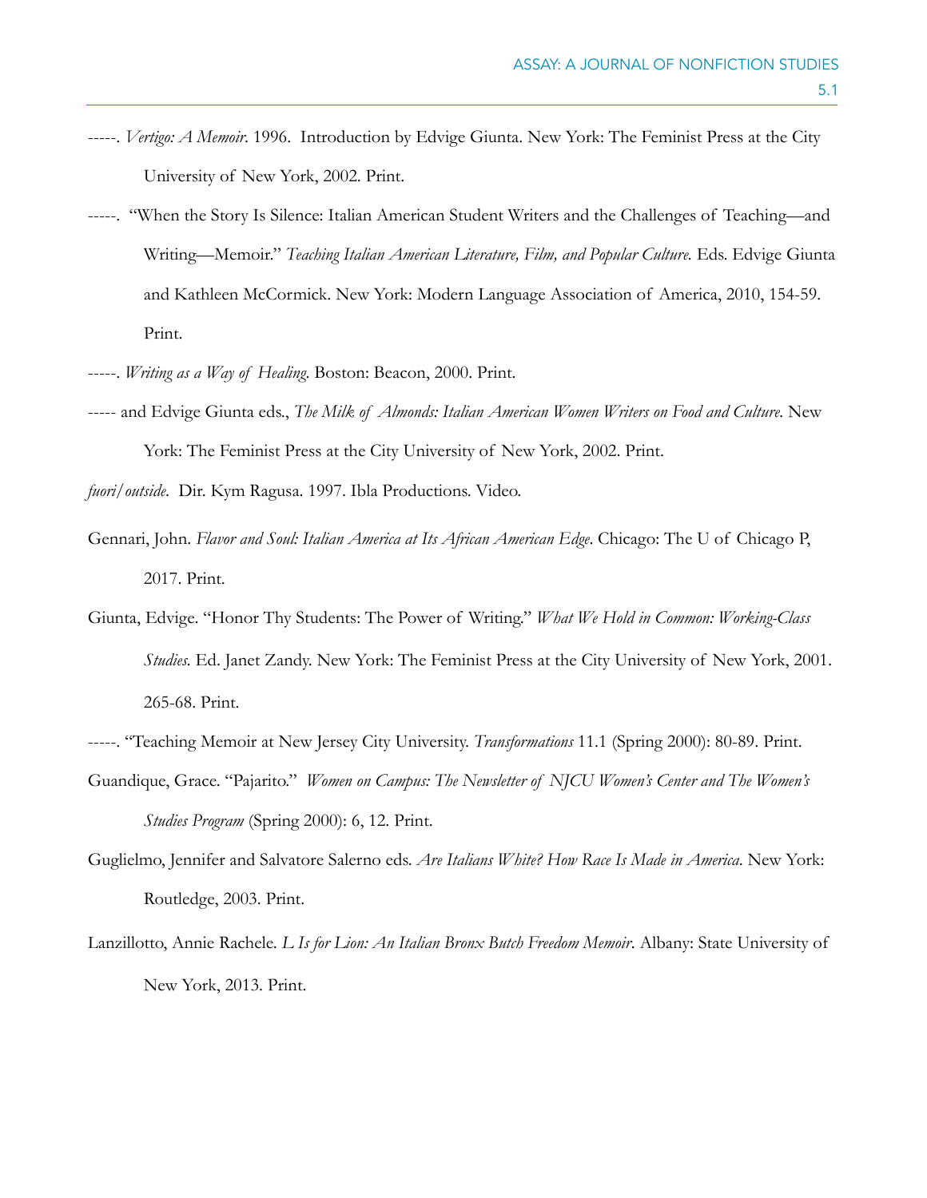-----. *Vertigo: A Memoir*. 1996. Introduction by Edvige Giunta. New York: The Feminist Press at the City University of New York, 2002. Print.

-----. "When the Story Is Silence: Italian American Student Writers and the Challenges of Teaching—and Writing—Memoir." *Teaching Italian American Literature, Film, and Popular Culture.* Eds. Edvige Giunta and Kathleen McCormick. New York: Modern Language Association of America, 2010, 154-59. Print.

-----. *Writing as a Way of Healing.* Boston: Beacon, 2000. Print.

----- and Edvige Giunta eds., *The Milk of Almonds: Italian American Women Writers on Food and Culture*. New York: The Feminist Press at the City University of New York, 2002. Print.

*fuori/outside*. Dir. Kym Ragusa. 1997. Ibla Productions. Video.

Gennari, John. *Flavor and Soul: Italian America at Its African American Edge*. Chicago: The U of Chicago P, 2017. Print.

Giunta, Edvige. "Honor Thy Students: The Power of Writing." *What We Hold in Common: Working-Class Studies.* Ed. Janet Zandy. New York: The Feminist Press at the City University of New York, 2001. 265-68. Print.

-----. "Teaching Memoir at New Jersey City University. *Transformations* 11.1 (Spring 2000): 80-89. Print.

Guandique, Grace. "Pajarito." *Women on Campus: The Newsletter of NJCU Women's Center and The Women's Studies Program* (Spring 2000): 6, 12. Print.

Guglielmo, Jennifer and Salvatore Salerno eds. *Are Italians White? How Race Is Made in America.* New York: Routledge, 2003. Print.

Lanzillotto, Annie Rachele. *L Is for Lion: An Italian Bronx Butch Freedom Memoir*. Albany: State University of New York, 2013. Print.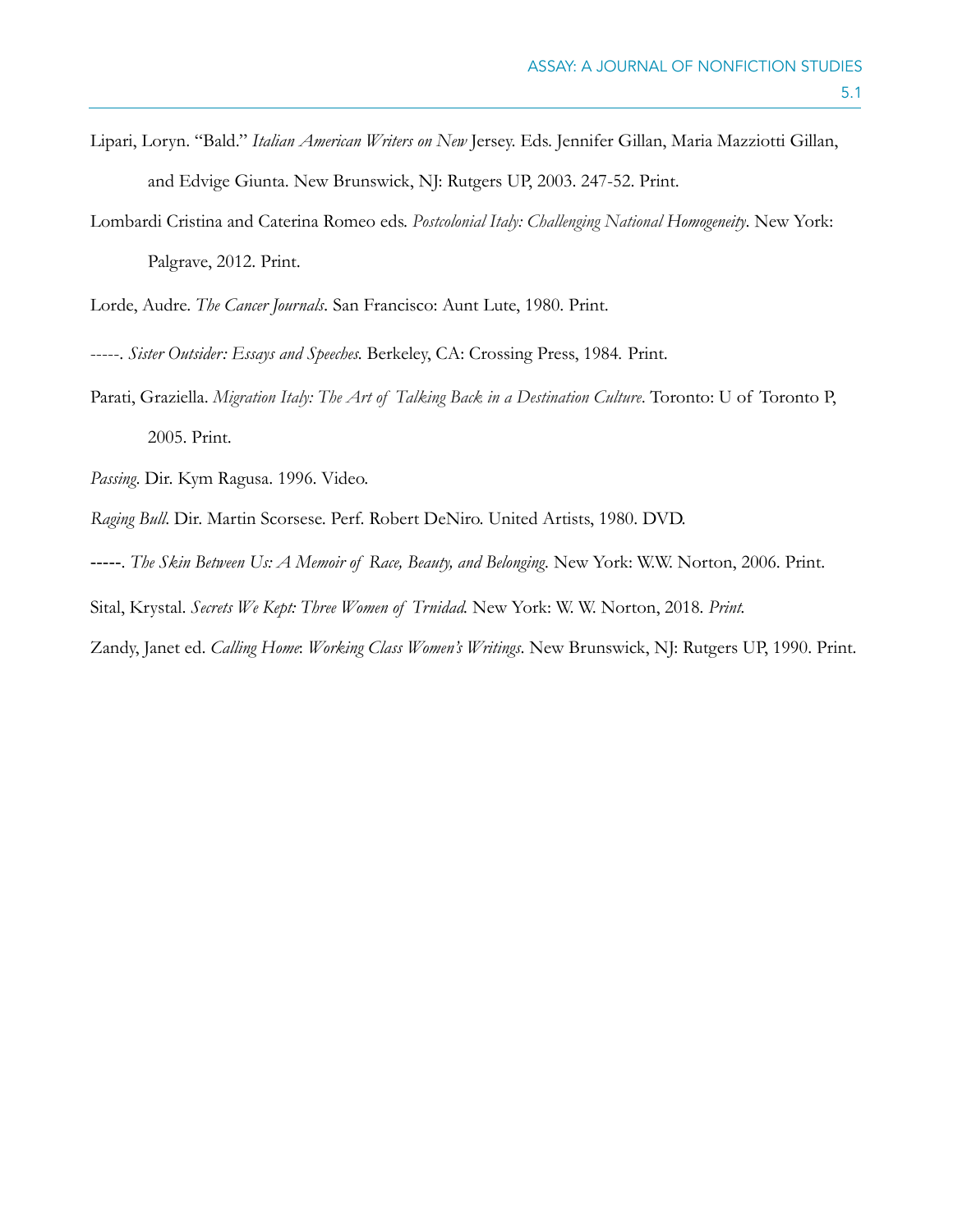Lipari, Loryn. "Bald." *Italian American Writers on New* Jersey. Eds. Jennifer Gillan, Maria Mazziotti Gillan, and Edvige Giunta. New Brunswick, NJ: Rutgers UP, 2003. 247-52. Print.

Lombardi Cristina and Caterina Romeo eds. *Postcolonial Italy: Challenging National Homogeneity*. New York: Palgrave, 2012. Print.

Lorde, Audre. *The Cancer Journals*. San Francisco: Aunt Lute, 1980. Print.

-----. *Sister Outsider: Essays and Speeches.* Berkeley, CA: Crossing Press, 1984. Print.

Parati, Graziella. *Migration Italy: The Art of Talking Back in a Destination Culture*. Toronto: U of Toronto P, 2005. Print.

*Passing*. Dir. Kym Ragusa. 1996. Video.

*Raging Bull*. Dir. Martin Scorsese. Perf. Robert DeNiro. United Artists, 1980. DVD.

-----. *The Skin Between Us: A Memoir of Race, Beauty, and Belonging*. New York: W.W. Norton, 2006. Print.

Sital, Krystal. *Secrets We Kept: Three Women of Trnidad.* New York: W. W. Norton, 2018. *Print.*

Zandy, Janet ed. *Calling Home*: *Working Class Women's Writings*. New Brunswick, NJ: Rutgers UP, 1990. Print.